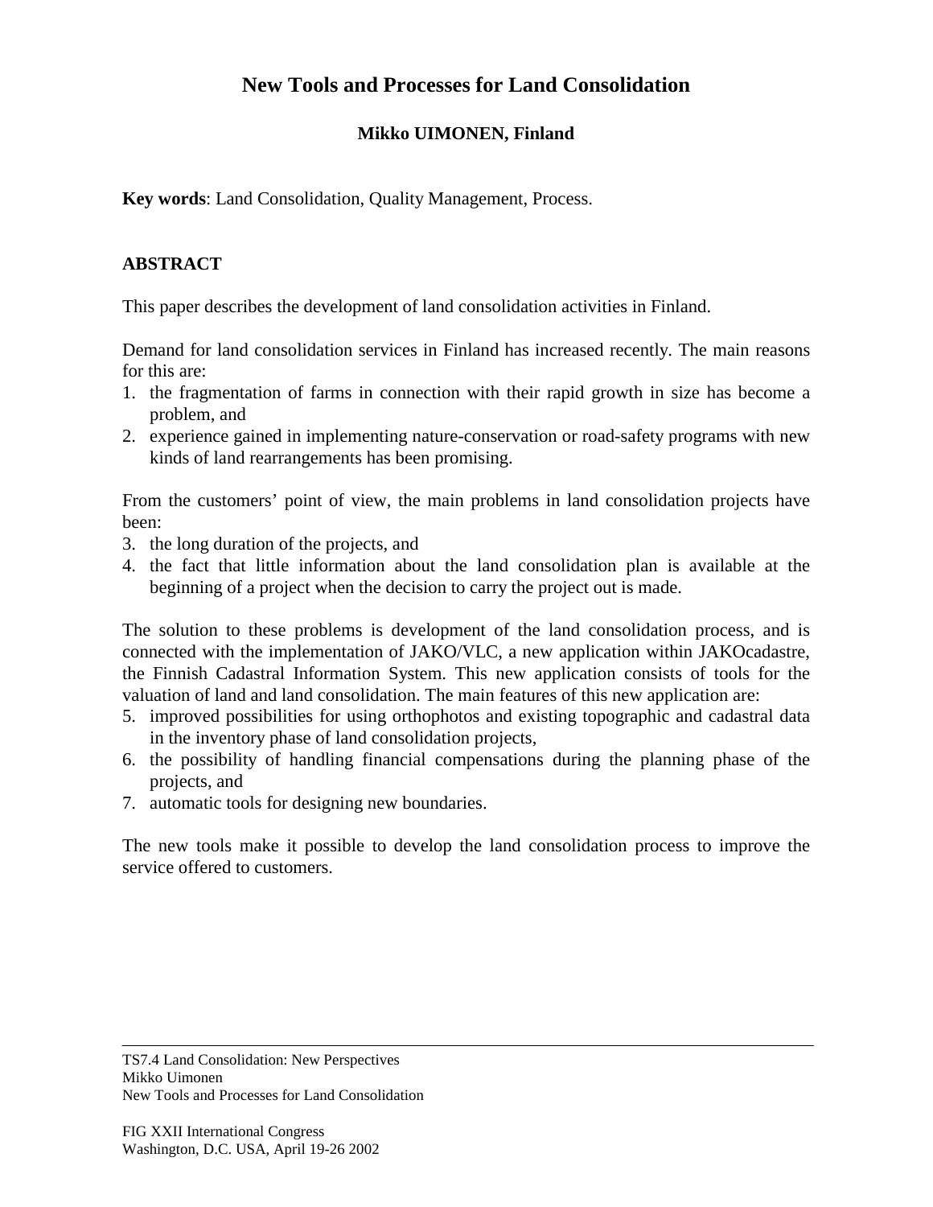# New Tools and Processes for Land Consolidation

**Mikko UIMONEN, Finland**

**Key words**: Land Consolidation, Quality Management, Process.

## ABSTRACT

This paper describes the development of land consolidation activities in Finland.

Demand for land consolidation services in Finland has increased recently. The main reasons for this are:

1. the fragmentation of farms in connection with their rapid growth in size has become a problem, and
2. experience gained in implementing nature-conservation or road-safety programs with new kinds of land rearrangements has been promising.

From the customers' point of view, the main problems in land consolidation projects have been:

3. the long duration of the projects, and
4. the fact that little information about the land consolidation plan is available at the beginning of a project when the decision to carry the project out is made.

The solution to these problems is development of the land consolidation process, and is connected with the implementation of JAKO/VLC, a new application within JAKOcadastre, the Finnish Cadastral Information System. This new application consists of tools for the valuation of land and land consolidation. The main features of this new application are:

5. improved possibilities for using orthophotos and existing topographic and cadastral data in the inventory phase of land consolidation projects,
6. the possibility of handling financial compensations during the planning phase of the projects, and
7. automatic tools for designing new boundaries.

The new tools make it possible to develop the land consolidation process to improve the service offered to customers.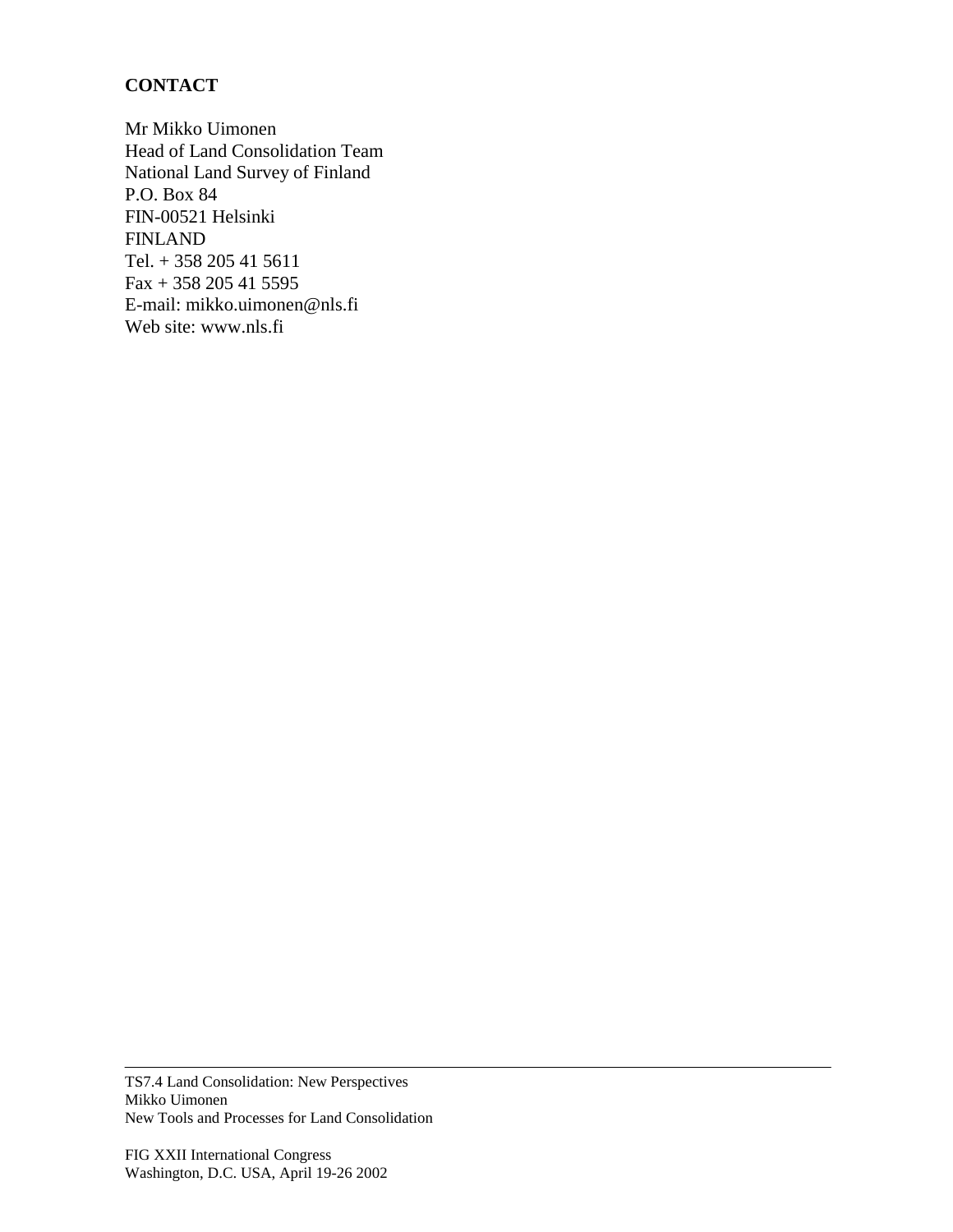## CONTACT

Mr Mikko Uimonen
Head of Land Consolidation Team
National Land Survey of Finland
P.O. Box 84
FIN-00521 Helsinki
FINLAND
Tel. + 358 205 41 5611
Fax + 358 205 41 5595
E-mail: mikko.uimonen@nls.fi
Web site: www.nls.fi